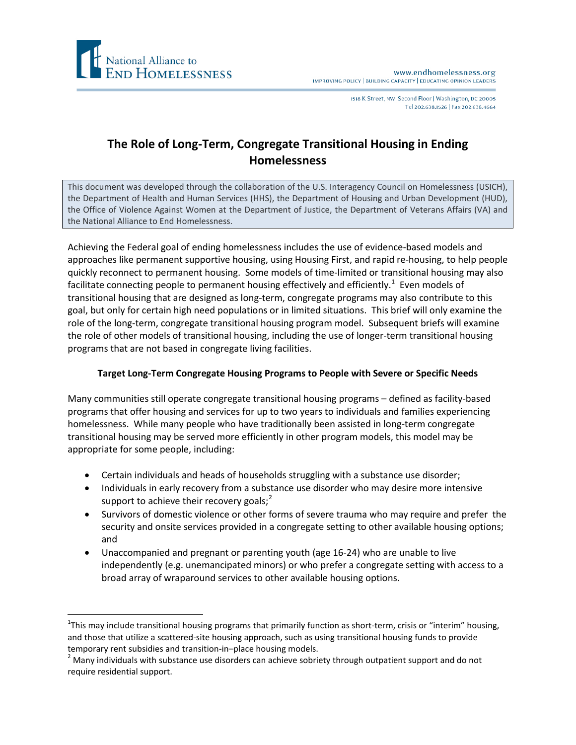National Alliance to End Homelessness

www.endhomelessness.org
IMPROVING POLICY | BUILDING CAPACITY | EDUCATING OPINION LEADERS

1518 K Street, NW, Second Floor | Washington, DC 20005
Tel 202.638.1526 | Fax 202.638.4664

# The Role of Long-Term, Congregate Transitional Housing in Ending Homelessness

This document was developed through the collaboration of the U.S. Interagency Council on Homelessness (USICH), the Department of Health and Human Services (HHS), the Department of Housing and Urban Development (HUD), the Office of Violence Against Women at the Department of Justice, the Department of Veterans Affairs (VA) and the National Alliance to End Homelessness.

Achieving the Federal goal of ending homelessness includes the use of evidence-based models and approaches like permanent supportive housing, using Housing First, and rapid re-housing, to help people quickly reconnect to permanent housing. Some models of time-limited or transitional housing may also facilitate connecting people to permanent housing effectively and efficiently.[1] Even models of transitional housing that are designed as long-term, congregate programs may also contribute to this goal, but only for certain high need populations or in limited situations. This brief will only examine the role of the long-term, congregate transitional housing program model. Subsequent briefs will examine the role of other models of transitional housing, including the use of longer-term transitional housing programs that are not based in congregate living facilities.

**Target Long-Term Congregate Housing Programs to People with Severe or Specific Needs**

Many communities still operate congregate transitional housing programs – defined as facility-based programs that offer housing and services for up to two years to individuals and families experiencing homelessness. While many people who have traditionally been assisted in long-term congregate transitional housing may be served more efficiently in other program models, this model may be appropriate for some people, including:

- Certain individuals and heads of households struggling with a substance use disorder;
- Individuals in early recovery from a substance use disorder who may desire more intensive support to achieve their recovery goals;[2]
- Survivors of domestic violence or other forms of severe trauma who may require and prefer the security and onsite services provided in a congregate setting to other available housing options; and
- Unaccompanied and pregnant or parenting youth (age 16-24) who are unable to live independently (e.g. unemancipated minors) or who prefer a congregate setting with access to a broad array of wraparound services to other available housing options.

[1] This may include transitional housing programs that primarily function as short-term, crisis or "interim" housing, and those that utilize a scattered-site housing approach, such as using transitional housing funds to provide temporary rent subsidies and transition-in–place housing models.

[2] Many individuals with substance use disorders can achieve sobriety through outpatient support and do not require residential support.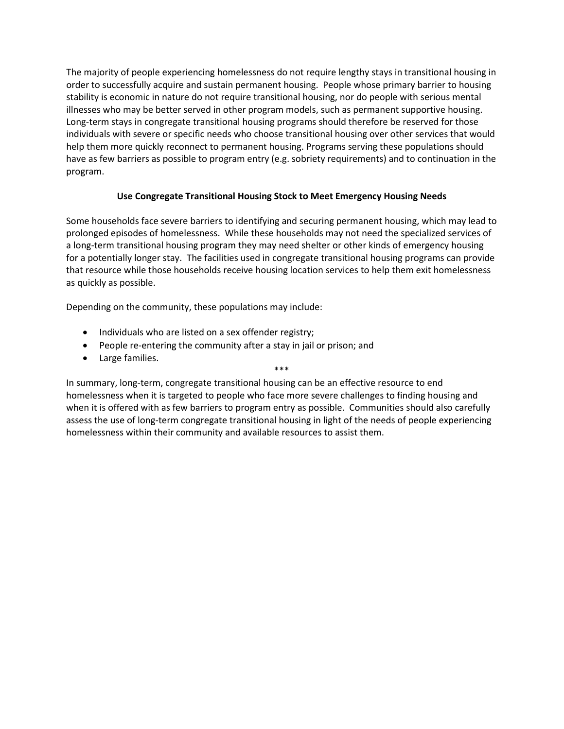The majority of people experiencing homelessness do not require lengthy stays in transitional housing in order to successfully acquire and sustain permanent housing. People whose primary barrier to housing stability is economic in nature do not require transitional housing, nor do people with serious mental illnesses who may be better served in other program models, such as permanent supportive housing. Long-term stays in congregate transitional housing programs should therefore be reserved for those individuals with severe or specific needs who choose transitional housing over other services that would help them more quickly reconnect to permanent housing. Programs serving these populations should have as few barriers as possible to program entry (e.g. sobriety requirements) and to continuation in the program.

### Use Congregate Transitional Housing Stock to Meet Emergency Housing Needs

Some households face severe barriers to identifying and securing permanent housing, which may lead to prolonged episodes of homelessness. While these households may not need the specialized services of a long-term transitional housing program they may need shelter or other kinds of emergency housing for a potentially longer stay. The facilities used in congregate transitional housing programs can provide that resource while those households receive housing location services to help them exit homelessness as quickly as possible.

Depending on the community, these populations may include:

- Individuals who are listed on a sex offender registry;
- People re-entering the community after a stay in jail or prison; and
- Large families.

\*\*\*

In summary, long-term, congregate transitional housing can be an effective resource to end homelessness when it is targeted to people who face more severe challenges to finding housing and when it is offered with as few barriers to program entry as possible. Communities should also carefully assess the use of long-term congregate transitional housing in light of the needs of people experiencing homelessness within their community and available resources to assist them.